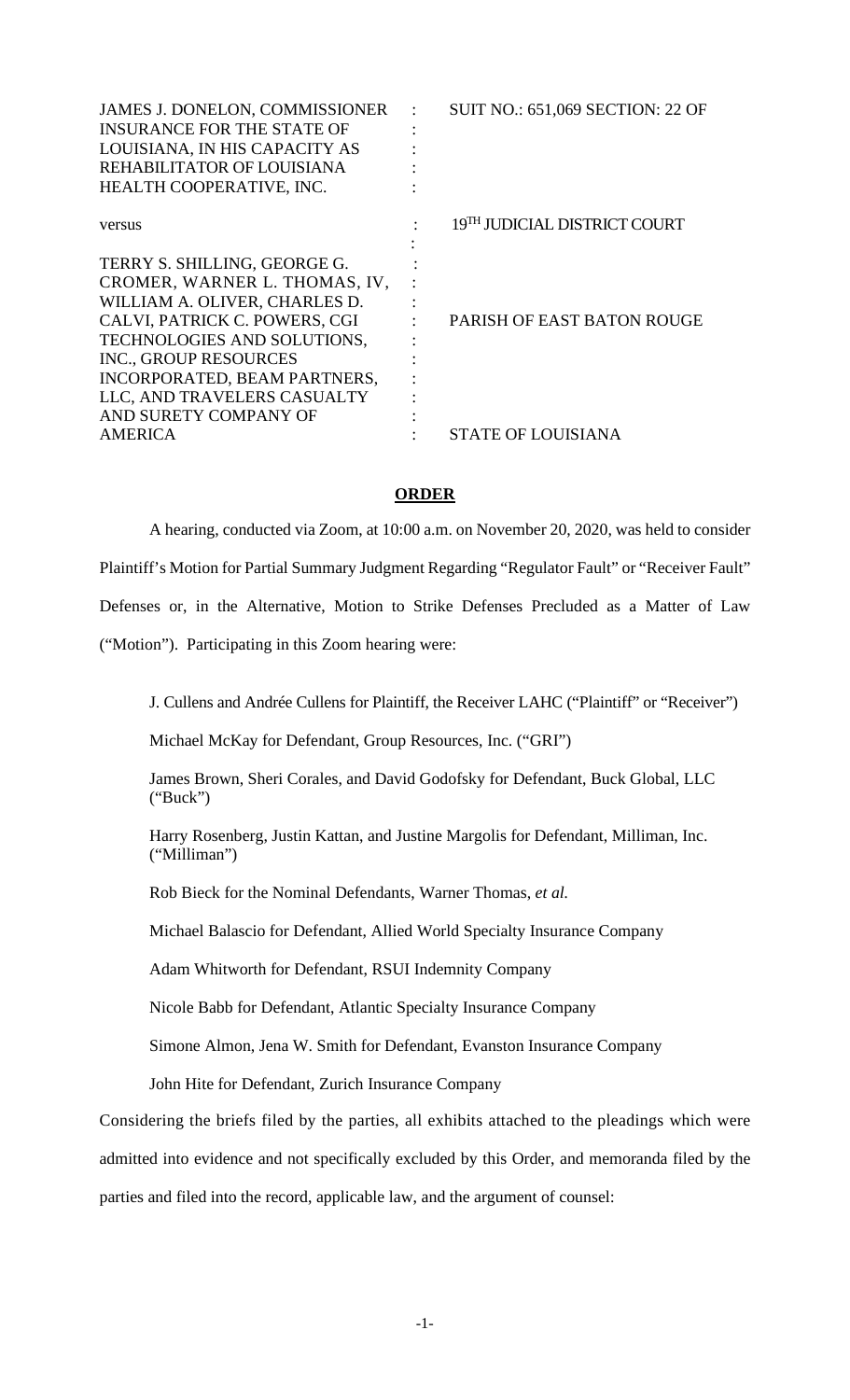| | | |
|---|---|---|
| JAMES J. DONELON, COMMISSIONER INSURANCE FOR THE STATE OF LOUISIANA, IN HIS CAPACITY AS REHABILITATOR OF LOUISIANA HEALTH COOPERATIVE, INC. | : | SUIT NO.: 651,069 SECTION: 22 OF |
| versus | : | 19TH JUDICIAL DISTRICT COURT |
| TERRY S. SHILLING, GEORGE G. CROMER, WARNER L. THOMAS, IV, WILLIAM A. OLIVER, CHARLES D. CALVI, PATRICK C. POWERS, CGI TECHNOLOGIES AND SOLUTIONS, INC., GROUP RESOURCES INCORPORATED, BEAM PARTNERS, LLC, AND TRAVELERS CASUALTY AND SURETY COMPANY OF AMERICA | : | PARISH OF EAST BATON ROUGE |
| | : | STATE OF LOUISIANA |

**ORDER**

A hearing, conducted via Zoom, at 10:00 a.m. on November 20, 2020, was held to consider Plaintiff's Motion for Partial Summary Judgment Regarding "Regulator Fault" or "Receiver Fault" Defenses or, in the Alternative, Motion to Strike Defenses Precluded as a Matter of Law ("Motion"). Participating in this Zoom hearing were:

J. Cullens and Andrée Cullens for Plaintiff, the Receiver LAHC ("Plaintiff" or "Receiver")

Michael McKay for Defendant, Group Resources, Inc. ("GRI")

James Brown, Sheri Corales, and David Godofsky for Defendant, Buck Global, LLC ("Buck")

Harry Rosenberg, Justin Kattan, and Justine Margolis for Defendant, Milliman, Inc. ("Milliman")

Rob Bieck for the Nominal Defendants, Warner Thomas, *et al.*

Michael Balascio for Defendant, Allied World Specialty Insurance Company

Adam Whitworth for Defendant, RSUI Indemnity Company

Nicole Babb for Defendant, Atlantic Specialty Insurance Company

Simone Almon, Jena W. Smith for Defendant, Evanston Insurance Company

John Hite for Defendant, Zurich Insurance Company

Considering the briefs filed by the parties, all exhibits attached to the pleadings which were admitted into evidence and not specifically excluded by this Order, and memoranda filed by the parties and filed into the record, applicable law, and the argument of counsel: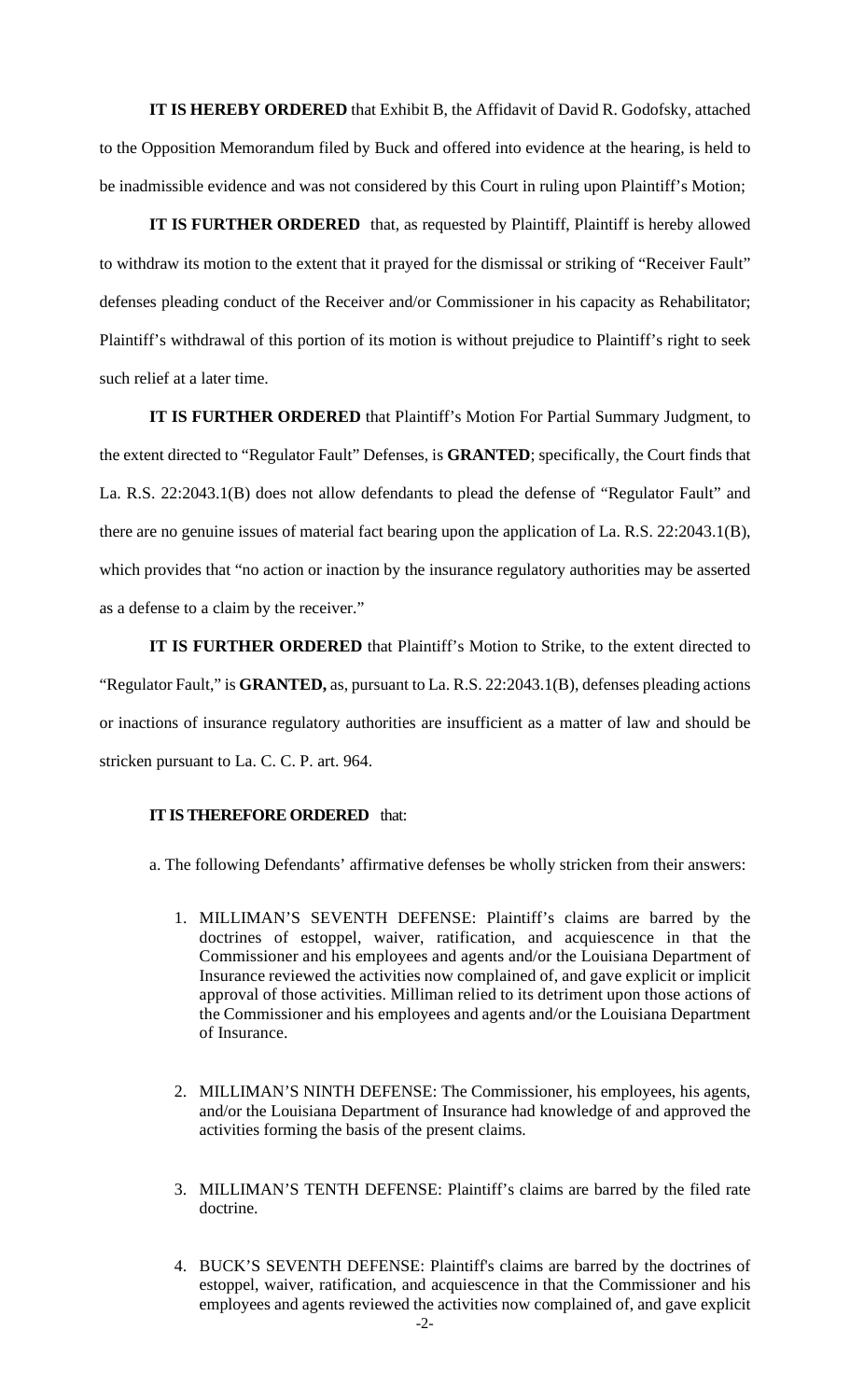**IT IS HEREBY ORDERED** that Exhibit B, the Affidavit of David R. Godofsky, attached to the Opposition Memorandum filed by Buck and offered into evidence at the hearing, is held to be inadmissible evidence and was not considered by this Court in ruling upon Plaintiff's Motion;

**IT IS FURTHER ORDERED** that, as requested by Plaintiff, Plaintiff is hereby allowed to withdraw its motion to the extent that it prayed for the dismissal or striking of "Receiver Fault" defenses pleading conduct of the Receiver and/or Commissioner in his capacity as Rehabilitator; Plaintiff's withdrawal of this portion of its motion is without prejudice to Plaintiff's right to seek such relief at a later time.

**IT IS FURTHER ORDERED** that Plaintiff's Motion For Partial Summary Judgment, to the extent directed to "Regulator Fault" Defenses, is **GRANTED**; specifically, the Court finds that La. R.S. 22:2043.1(B) does not allow defendants to plead the defense of "Regulator Fault" and there are no genuine issues of material fact bearing upon the application of La. R.S. 22:2043.1(B), which provides that "no action or inaction by the insurance regulatory authorities may be asserted as a defense to a claim by the receiver."

**IT IS FURTHER ORDERED** that Plaintiff's Motion to Strike, to the extent directed to "Regulator Fault," is **GRANTED,** as, pursuant to La. R.S. 22:2043.1(B), defenses pleading actions or inactions of insurance regulatory authorities are insufficient as a matter of law and should be stricken pursuant to La. C. C. P. art. 964.

**IT IS THEREFORE ORDERED** that:

a. The following Defendants' affirmative defenses be wholly stricken from their answers:

1. MILLIMAN'S SEVENTH DEFENSE: Plaintiff's claims are barred by the doctrines of estoppel, waiver, ratification, and acquiescence in that the Commissioner and his employees and agents and/or the Louisiana Department of Insurance reviewed the activities now complained of, and gave explicit or implicit approval of those activities. Milliman relied to its detriment upon those actions of the Commissioner and his employees and agents and/or the Louisiana Department of Insurance.

2. MILLIMAN'S NINTH DEFENSE: The Commissioner, his employees, his agents, and/or the Louisiana Department of Insurance had knowledge of and approved the activities forming the basis of the present claims.

3. MILLIMAN'S TENTH DEFENSE: Plaintiff's claims are barred by the filed rate doctrine.

4. BUCK'S SEVENTH DEFENSE: Plaintiff's claims are barred by the doctrines of estoppel, waiver, ratification, and acquiescence in that the Commissioner and his employees and agents reviewed the activities now complained of, and gave explicit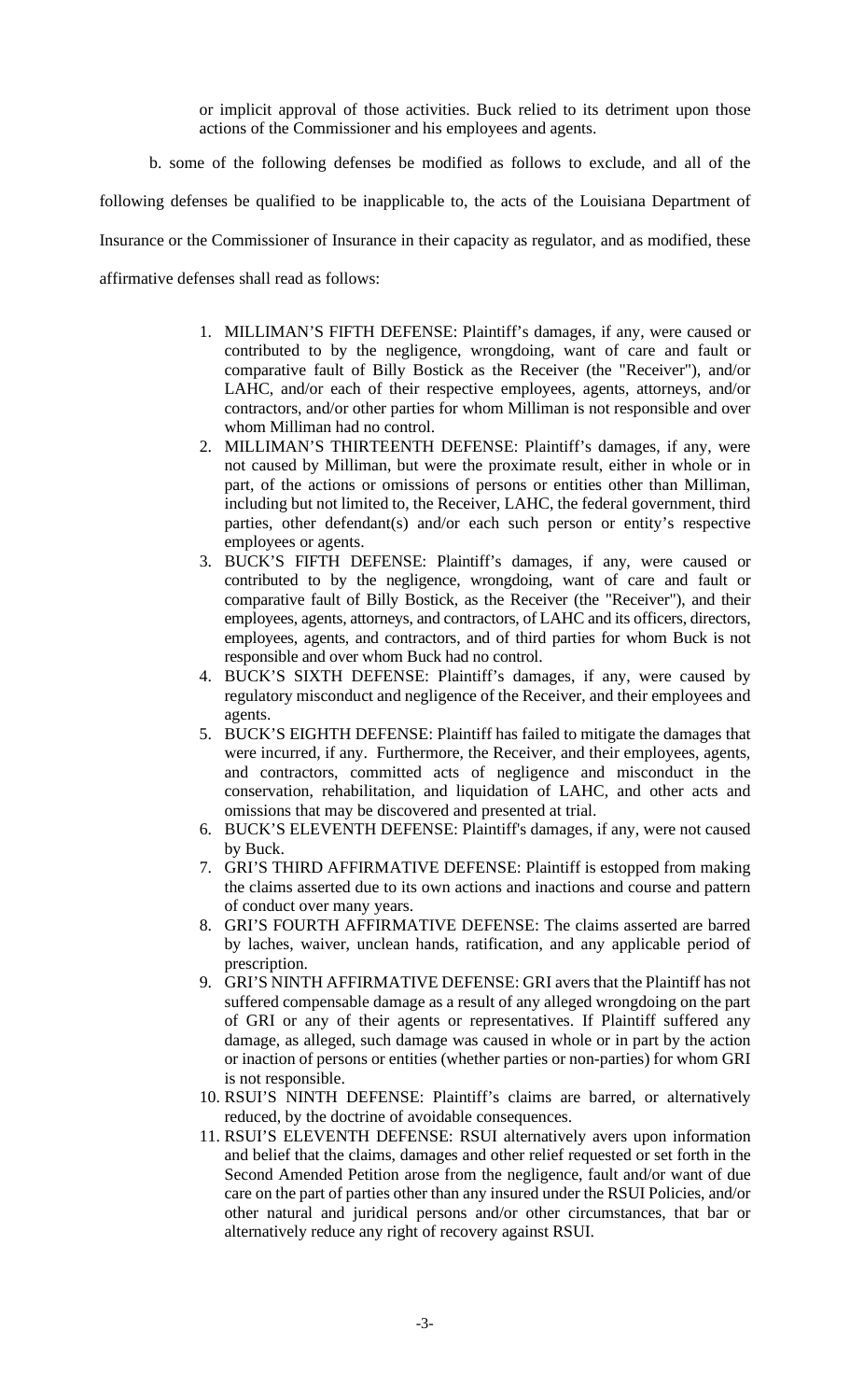or implicit approval of those activities. Buck relied to its detriment upon those actions of the Commissioner and his employees and agents.

b. some of the following defenses be modified as follows to exclude, and all of the following defenses be qualified to be inapplicable to, the acts of the Louisiana Department of Insurance or the Commissioner of Insurance in their capacity as regulator, and as modified, these affirmative defenses shall read as follows:

1. MILLIMAN'S FIFTH DEFENSE: Plaintiff's damages, if any, were caused or contributed to by the negligence, wrongdoing, want of care and fault or comparative fault of Billy Bostick as the Receiver (the "Receiver"), and/or LAHC, and/or each of their respective employees, agents, attorneys, and/or contractors, and/or other parties for whom Milliman is not responsible and over whom Milliman had no control.
2. MILLIMAN'S THIRTEENTH DEFENSE: Plaintiff's damages, if any, were not caused by Milliman, but were the proximate result, either in whole or in part, of the actions or omissions of persons or entities other than Milliman, including but not limited to, the Receiver, LAHC, the federal government, third parties, other defendant(s) and/or each such person or entity's respective employees or agents.
3. BUCK'S FIFTH DEFENSE: Plaintiff's damages, if any, were caused or contributed to by the negligence, wrongdoing, want of care and fault or comparative fault of Billy Bostick, as the Receiver (the "Receiver"), and their employees, agents, attorneys, and contractors, of LAHC and its officers, directors, employees, agents, and contractors, and of third parties for whom Buck is not responsible and over whom Buck had no control.
4. BUCK'S SIXTH DEFENSE: Plaintiff's damages, if any, were caused by regulatory misconduct and negligence of the Receiver, and their employees and agents.
5. BUCK'S EIGHTH DEFENSE: Plaintiff has failed to mitigate the damages that were incurred, if any. Furthermore, the Receiver, and their employees, agents, and contractors, committed acts of negligence and misconduct in the conservation, rehabilitation, and liquidation of LAHC, and other acts and omissions that may be discovered and presented at trial.
6. BUCK'S ELEVENTH DEFENSE: Plaintiff's damages, if any, were not caused by Buck.
7. GRI'S THIRD AFFIRMATIVE DEFENSE: Plaintiff is estopped from making the claims asserted due to its own actions and inactions and course and pattern of conduct over many years.
8. GRI'S FOURTH AFFIRMATIVE DEFENSE: The claims asserted are barred by laches, waiver, unclean hands, ratification, and any applicable period of prescription.
9. GRI'S NINTH AFFIRMATIVE DEFENSE: GRI avers that the Plaintiff has not suffered compensable damage as a result of any alleged wrongdoing on the part of GRI or any of their agents or representatives. If Plaintiff suffered any damage, as alleged, such damage was caused in whole or in part by the action or inaction of persons or entities (whether parties or non-parties) for whom GRI is not responsible.
10. RSUI'S NINTH DEFENSE: Plaintiff's claims are barred, or alternatively reduced, by the doctrine of avoidable consequences.
11. RSUI'S ELEVENTH DEFENSE: RSUI alternatively avers upon information and belief that the claims, damages and other relief requested or set forth in the Second Amended Petition arose from the negligence, fault and/or want of due care on the part of parties other than any insured under the RSUI Policies, and/or other natural and juridical persons and/or other circumstances, that bar or alternatively reduce any right of recovery against RSUI.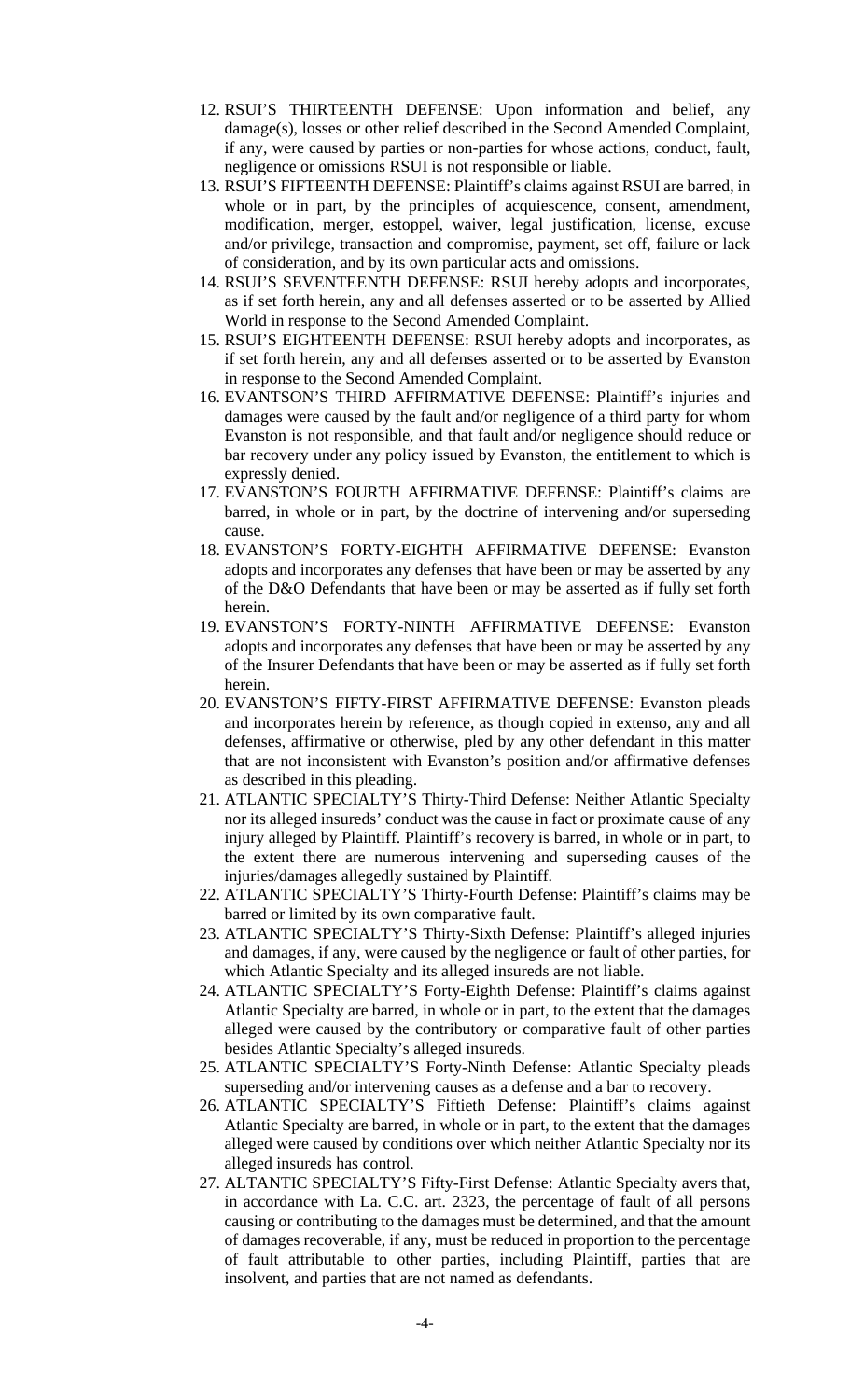12. RSUI'S THIRTEENTH DEFENSE: Upon information and belief, any damage(s), losses or other relief described in the Second Amended Complaint, if any, were caused by parties or non-parties for whose actions, conduct, fault, negligence or omissions RSUI is not responsible or liable.
13. RSUI'S FIFTEENTH DEFENSE: Plaintiff's claims against RSUI are barred, in whole or in part, by the principles of acquiescence, consent, amendment, modification, merger, estoppel, waiver, legal justification, license, excuse and/or privilege, transaction and compromise, payment, set off, failure or lack of consideration, and by its own particular acts and omissions.
14. RSUI'S SEVENTEENTH DEFENSE: RSUI hereby adopts and incorporates, as if set forth herein, any and all defenses asserted or to be asserted by Allied World in response to the Second Amended Complaint.
15. RSUI'S EIGHTEENTH DEFENSE: RSUI hereby adopts and incorporates, as if set forth herein, any and all defenses asserted or to be asserted by Evanston in response to the Second Amended Complaint.
16. EVANTSON'S THIRD AFFIRMATIVE DEFENSE: Plaintiff's injuries and damages were caused by the fault and/or negligence of a third party for whom Evanston is not responsible, and that fault and/or negligence should reduce or bar recovery under any policy issued by Evanston, the entitlement to which is expressly denied.
17. EVANSTON'S FOURTH AFFIRMATIVE DEFENSE: Plaintiff's claims are barred, in whole or in part, by the doctrine of intervening and/or superseding cause.
18. EVANSTON'S FORTY-EIGHTH AFFIRMATIVE DEFENSE: Evanston adopts and incorporates any defenses that have been or may be asserted by any of the D&O Defendants that have been or may be asserted as if fully set forth herein.
19. EVANSTON'S FORTY-NINTH AFFIRMATIVE DEFENSE: Evanston adopts and incorporates any defenses that have been or may be asserted by any of the Insurer Defendants that have been or may be asserted as if fully set forth herein.
20. EVANSTON'S FIFTY-FIRST AFFIRMATIVE DEFENSE: Evanston pleads and incorporates herein by reference, as though copied in extenso, any and all defenses, affirmative or otherwise, pled by any other defendant in this matter that are not inconsistent with Evanston's position and/or affirmative defenses as described in this pleading.
21. ATLANTIC SPECIALTY'S Thirty-Third Defense: Neither Atlantic Specialty nor its alleged insureds' conduct was the cause in fact or proximate cause of any injury alleged by Plaintiff. Plaintiff's recovery is barred, in whole or in part, to the extent there are numerous intervening and superseding causes of the injuries/damages allegedly sustained by Plaintiff.
22. ATLANTIC SPECIALTY'S Thirty-Fourth Defense: Plaintiff's claims may be barred or limited by its own comparative fault.
23. ATLANTIC SPECIALTY'S Thirty-Sixth Defense: Plaintiff's alleged injuries and damages, if any, were caused by the negligence or fault of other parties, for which Atlantic Specialty and its alleged insureds are not liable.
24. ATLANTIC SPECIALTY'S Forty-Eighth Defense: Plaintiff's claims against Atlantic Specialty are barred, in whole or in part, to the extent that the damages alleged were caused by the contributory or comparative fault of other parties besides Atlantic Specialty's alleged insureds.
25. ATLANTIC SPECIALTY'S Forty-Ninth Defense: Atlantic Specialty pleads superseding and/or intervening causes as a defense and a bar to recovery.
26. ATLANTIC SPECIALTY'S Fiftieth Defense: Plaintiff's claims against Atlantic Specialty are barred, in whole or in part, to the extent that the damages alleged were caused by conditions over which neither Atlantic Specialty nor its alleged insureds has control.
27. ALTANTIC SPECIALTY'S Fifty-First Defense: Atlantic Specialty avers that, in accordance with La. C.C. art. 2323, the percentage of fault of all persons causing or contributing to the damages must be determined, and that the amount of damages recoverable, if any, must be reduced in proportion to the percentage of fault attributable to other parties, including Plaintiff, parties that are insolvent, and parties that are not named as defendants.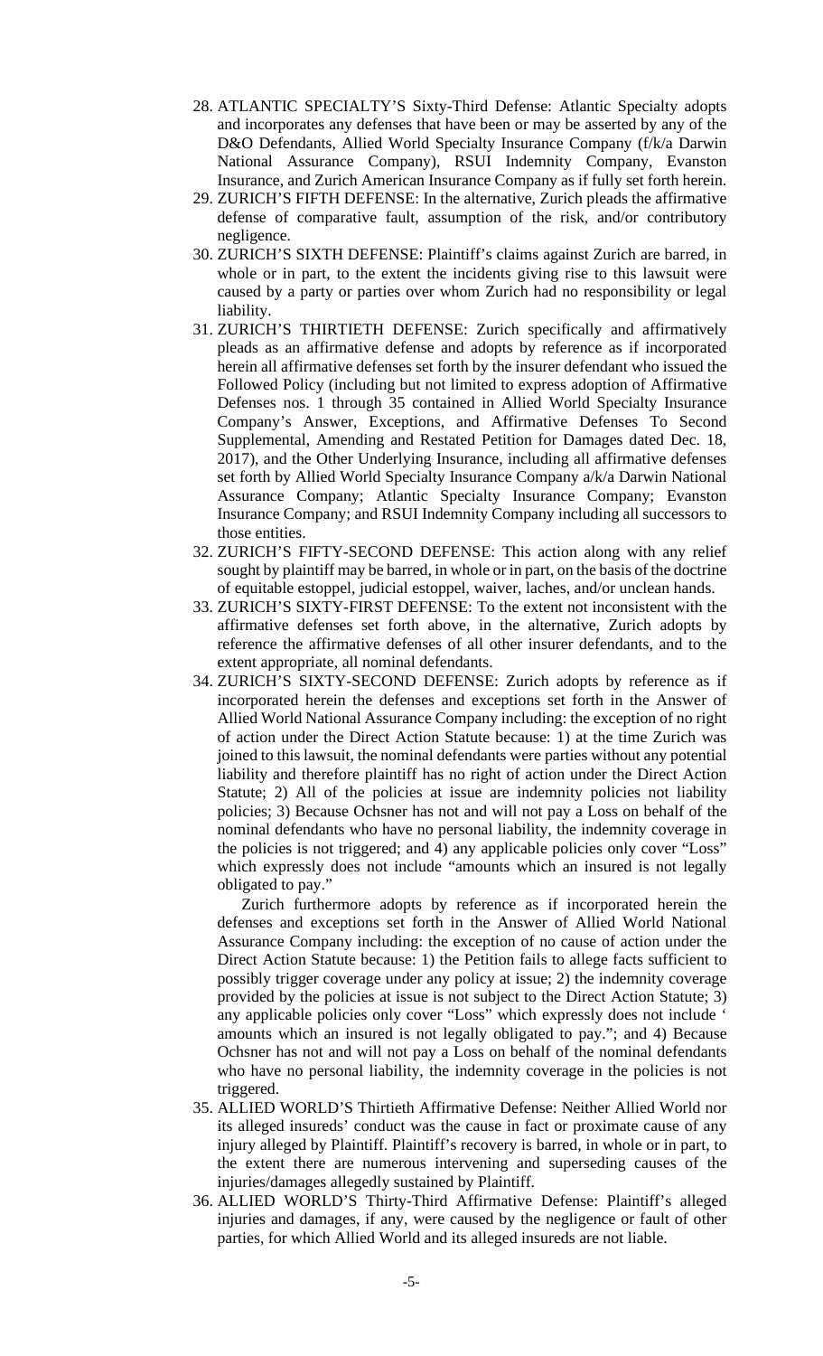28. ATLANTIC SPECIALTY'S Sixty-Third Defense: Atlantic Specialty adopts and incorporates any defenses that have been or may be asserted by any of the D&O Defendants, Allied World Specialty Insurance Company (f/k/a Darwin National Assurance Company), RSUI Indemnity Company, Evanston Insurance, and Zurich American Insurance Company as if fully set forth herein.
29. ZURICH'S FIFTH DEFENSE: In the alternative, Zurich pleads the affirmative defense of comparative fault, assumption of the risk, and/or contributory negligence.
30. ZURICH'S SIXTH DEFENSE: Plaintiff's claims against Zurich are barred, in whole or in part, to the extent the incidents giving rise to this lawsuit were caused by a party or parties over whom Zurich had no responsibility or legal liability.
31. ZURICH'S THIRTIETH DEFENSE: Zurich specifically and affirmatively pleads as an affirmative defense and adopts by reference as if incorporated herein all affirmative defenses set forth by the insurer defendant who issued the Followed Policy (including but not limited to express adoption of Affirmative Defenses nos. 1 through 35 contained in Allied World Specialty Insurance Company's Answer, Exceptions, and Affirmative Defenses To Second Supplemental, Amending and Restated Petition for Damages dated Dec. 18, 2017), and the Other Underlying Insurance, including all affirmative defenses set forth by Allied World Specialty Insurance Company a/k/a Darwin National Assurance Company; Atlantic Specialty Insurance Company; Evanston Insurance Company; and RSUI Indemnity Company including all successors to those entities.
32. ZURICH'S FIFTY-SECOND DEFENSE: This action along with any relief sought by plaintiff may be barred, in whole or in part, on the basis of the doctrine of equitable estoppel, judicial estoppel, waiver, laches, and/or unclean hands.
33. ZURICH'S SIXTY-FIRST DEFENSE: To the extent not inconsistent with the affirmative defenses set forth above, in the alternative, Zurich adopts by reference the affirmative defenses of all other insurer defendants, and to the extent appropriate, all nominal defendants.
34. ZURICH'S SIXTY-SECOND DEFENSE: Zurich adopts by reference as if incorporated herein the defenses and exceptions set forth in the Answer of Allied World National Assurance Company including: the exception of no right of action under the Direct Action Statute because: 1) at the time Zurich was joined to this lawsuit, the nominal defendants were parties without any potential liability and therefore plaintiff has no right of action under the Direct Action Statute; 2) All of the policies at issue are indemnity policies not liability policies; 3) Because Ochsner has not and will not pay a Loss on behalf of the nominal defendants who have no personal liability, the indemnity coverage in the policies is not triggered; and 4) any applicable policies only cover "Loss" which expressly does not include "amounts which an insured is not legally obligated to pay."

    Zurich furthermore adopts by reference as if incorporated herein the defenses and exceptions set forth in the Answer of Allied World National Assurance Company including: the exception of no cause of action under the Direct Action Statute because: 1) the Petition fails to allege facts sufficient to possibly trigger coverage under any policy at issue; 2) the indemnity coverage provided by the policies at issue is not subject to the Direct Action Statute; 3) any applicable policies only cover "Loss" which expressly does not include ' amounts which an insured is not legally obligated to pay."; and 4) Because Ochsner has not and will not pay a Loss on behalf of the nominal defendants who have no personal liability, the indemnity coverage in the policies is not triggered.
35. ALLIED WORLD'S Thirtieth Affirmative Defense: Neither Allied World nor its alleged insureds' conduct was the cause in fact or proximate cause of any injury alleged by Plaintiff. Plaintiff's recovery is barred, in whole or in part, to the extent there are numerous intervening and superseding causes of the injuries/damages allegedly sustained by Plaintiff.
36. ALLIED WORLD'S Thirty-Third Affirmative Defense: Plaintiff's alleged injuries and damages, if any, were caused by the negligence or fault of other parties, for which Allied World and its alleged insureds are not liable.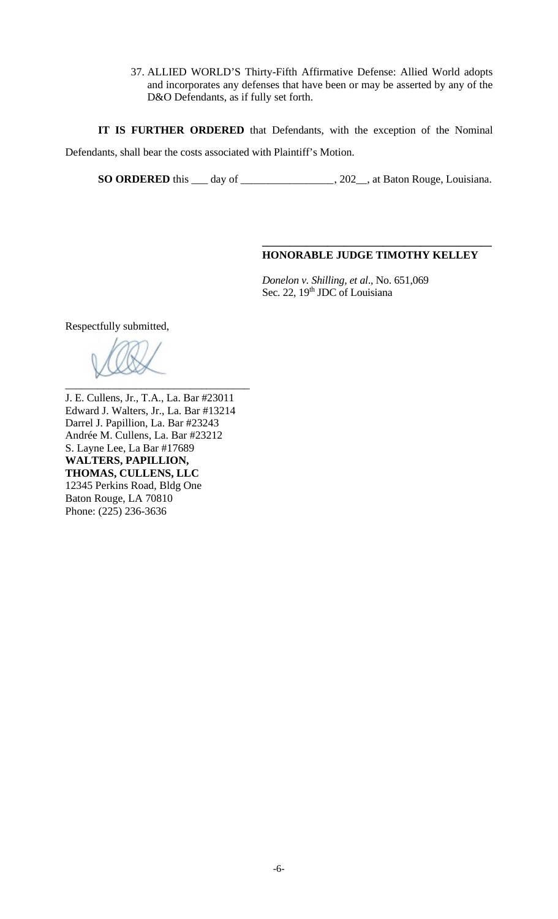37. ALLIED WORLD'S Thirty-Fifth Affirmative Defense: Allied World adopts and incorporates any defenses that have been or may be asserted by any of the D&O Defendants, as if fully set forth.

**IT IS FURTHER ORDERED** that Defendants, with the exception of the Nominal Defendants, shall bear the costs associated with Plaintiff's Motion.

**SO ORDERED** this ___ day of _________________, 202__, at Baton Rouge, Louisiana.

_________________________________________

**HONORABLE JUDGE TIMOTHY KELLEY**

*Donelon v. Shilling, et al*., No. 651,069
Sec. 22, 19th JDC of Louisiana

Respectfully submitted,

_________________________________

J. E. Cullens, Jr., T.A., La. Bar #23011
Edward J. Walters, Jr., La. Bar #13214
Darrel J. Papillion, La. Bar #23243
Andrée M. Cullens, La. Bar #23212
S. Layne Lee, La Bar #17689
**WALTERS, PAPILLION, THOMAS, CULLENS, LLC**
12345 Perkins Road, Bldg One
Baton Rouge, LA 70810
Phone: (225) 236-3636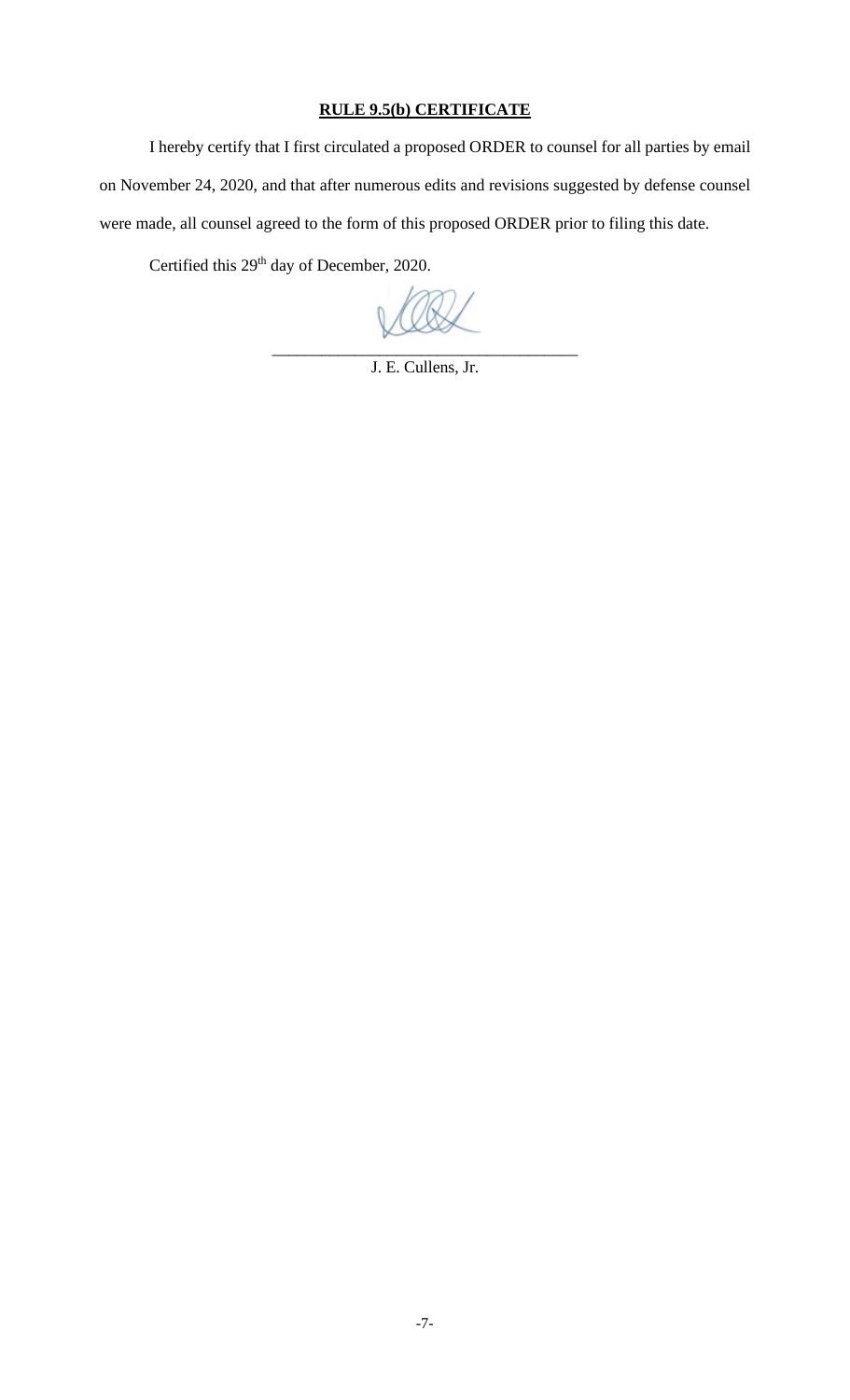## RULE 9.5(b) CERTIFICATE

I hereby certify that I first circulated a proposed ORDER to counsel for all parties by email on November 24, 2020, and that after numerous edits and revisions suggested by defense counsel were made, all counsel agreed to the form of this proposed ORDER prior to filing this date.

Certified this 29th day of December, 2020.

\_\_\_\_\_\_\_\_\_\_\_\_\_\_\_\_\_\_\_\_\_\_\_\_\_\_\_\_\_\_\_\_\_\_\_\_\_\_

J. E. Cullens, Jr.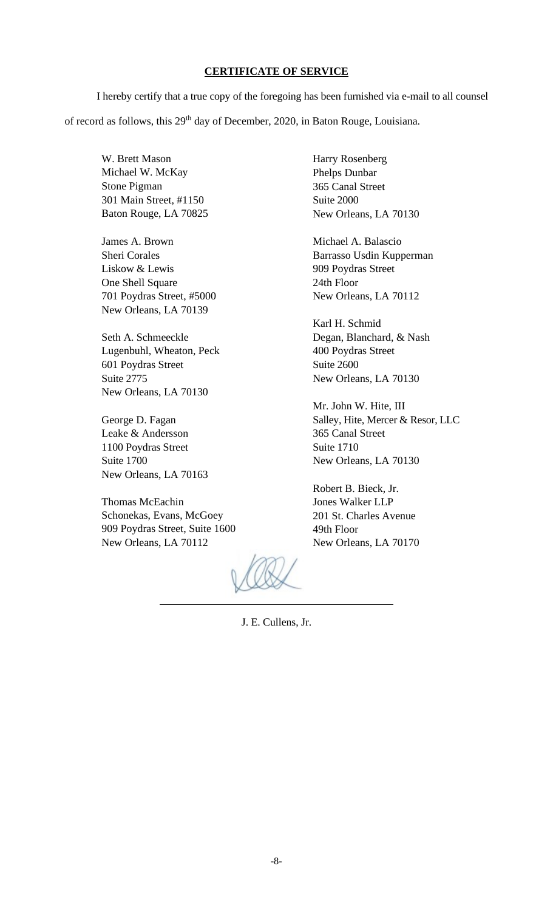**CERTIFICATE OF SERVICE**

I hereby certify that a true copy of the foregoing has been furnished via e-mail to all counsel of record as follows, this 29th day of December, 2020, in Baton Rouge, Louisiana.

W. Brett Mason
Michael W. McKay
Stone Pigman
301 Main Street, #1150
Baton Rouge, LA 70825

James A. Brown
Sheri Corales
Liskow & Lewis
One Shell Square
701 Poydras Street, #5000
New Orleans, LA 70139

Seth A. Schmeeckle
Lugenbuhl, Wheaton, Peck
601 Poydras Street
Suite 2775
New Orleans, LA 70130

George D. Fagan
Leake & Andersson
1100 Poydras Street
Suite 1700
New Orleans, LA 70163

Thomas McEachin
Schonekas, Evans, McGoey
909 Poydras Street, Suite 1600
New Orleans, LA 70112

Harry Rosenberg
Phelps Dunbar
365 Canal Street
Suite 2000
New Orleans, LA 70130

Michael A. Balascio
Barrasso Usdin Kupperman
909 Poydras Street
24th Floor
New Orleans, LA 70112

Karl H. Schmid
Degan, Blanchard, & Nash
400 Poydras Street
Suite 2600
New Orleans, LA 70130

Mr. John W. Hite, III
Salley, Hite, Mercer & Resor, LLC
365 Canal Street
Suite 1710
New Orleans, LA 70130

Robert B. Bieck, Jr.
Jones Walker LLP
201 St. Charles Avenue
49th Floor
New Orleans, LA 70170

J. E. Cullens, Jr.